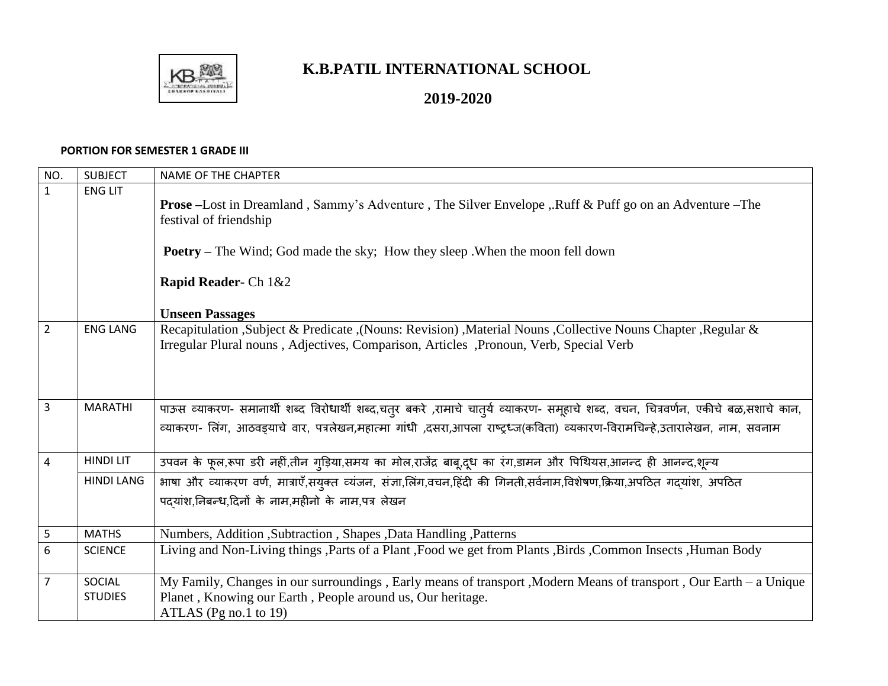# K.B.PATIL INTERNATIONAL SCHOOL

## 2019-2020

**PORTION FOR SEMESTER 1 GRADE III**

| NO. | SUBJECT | NAME OF THE CHAPTER |
|---|---|---|
| 1 | ENG LIT | **Prose** –Lost in Dreamland , Sammy's Adventure , The Silver Envelope ,.Ruff & Puff go on an Adventure –The festival of friendship<br><br>**Poetry** – The Wind; God made the sky; How they sleep .When the moon fell down<br><br>**Rapid Reader**- Ch 1&2<br><br>**Unseen Passages** |
| 2 | ENG LANG | Recapitulation ,Subject & Predicate ,(Nouns: Revision) ,Material Nouns ,Collective Nouns Chapter ,Regular & Irregular Plural nouns , Adjectives, Comparison, Articles ,Pronoun, Verb, Special Verb |
| 3 | MARATHI | पाऊस व्याकरण- समानार्थी शब्द विरोधार्थी शब्द,चतुर बकरे ,रामाचे चातुर्य व्याकरण- समूहाचे शब्द, वचन, चित्रवर्णन, एकीचे बळ,सशाचे कान, व्याकरण- लिंग, आठवड्याचे वार, पत्रलेखन,महात्मा गांधी ,दसरा,आपला राष्ट्रध्ज(कविता) व्यकारण-विरामचिन्हे,उतारालेखन, नाम, सवनाम |
| 4 | HINDI LIT | उपवन के फूल,रूपा डरी नहीं,तीन गुड़िया,समय का मोल,राजेंद्र बाबू,दूध का रंग,डामन और पिथियस,आनन्द ही आनन्द,शून्य |
| | HINDI LANG | भाषा और व्याकरण वर्ण, मात्राएँ,सयुक्त व्यंजन, संज्ञा,लिंग,वचन,हिंदी की गिनती,सर्वनाम,विशेषण,क्रिया,अपठित गद्यांश, अपठित पद्यांश,निबन्ध,दिनों के नाम,महीनो के नाम,पत्र लेखन |
| 5 | MATHS | Numbers, Addition ,Subtraction , Shapes ,Data Handling ,Patterns |
| 6 | SCIENCE | Living and Non-Living things ,Parts of a Plant ,Food we get from Plants ,Birds ,Common Insects ,Human Body |
| 7 | SOCIAL STUDIES | My Family, Changes in our surroundings , Early means of transport ,Modern Means of transport , Our Earth – a Unique Planet , Knowing our Earth , People around us, Our heritage.<br>ATLAS (Pg no.1 to 19) |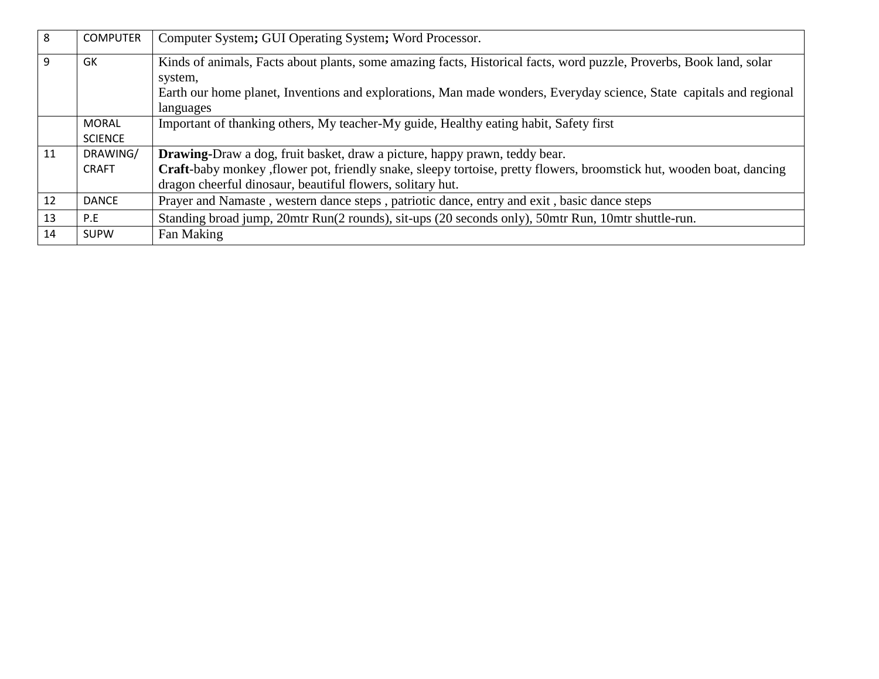| | | |
|---|---|---|
| 8 | COMPUTER | Computer System**;** GUI Operating System**;** Word Processor. |
| 9 | GK | Kinds of animals, Facts about plants, some amazing facts, Historical facts, word puzzle, Proverbs, Book land, solar system,<br>Earth our home planet, Inventions and explorations, Man made wonders, Everyday science, State capitals and regional languages |
| | MORAL SCIENCE | Important of thanking others, My teacher-My guide, Healthy eating habit, Safety first |
| 11 | DRAWING/ CRAFT | **Drawing-**Draw a dog, fruit basket, draw a picture, happy prawn, teddy bear.<br>**Craft**-baby monkey ,flower pot, friendly snake, sleepy tortoise, pretty flowers, broomstick hut, wooden boat, dancing dragon cheerful dinosaur, beautiful flowers, solitary hut. |
| 12 | DANCE | Prayer and Namaste , western dance steps , patriotic dance, entry and exit , basic dance steps |
| 13 | P.E | Standing broad jump, 20mtr Run(2 rounds), sit-ups (20 seconds only), 50mtr Run, 10mtr shuttle-run. |
| 14 | SUPW | Fan Making |